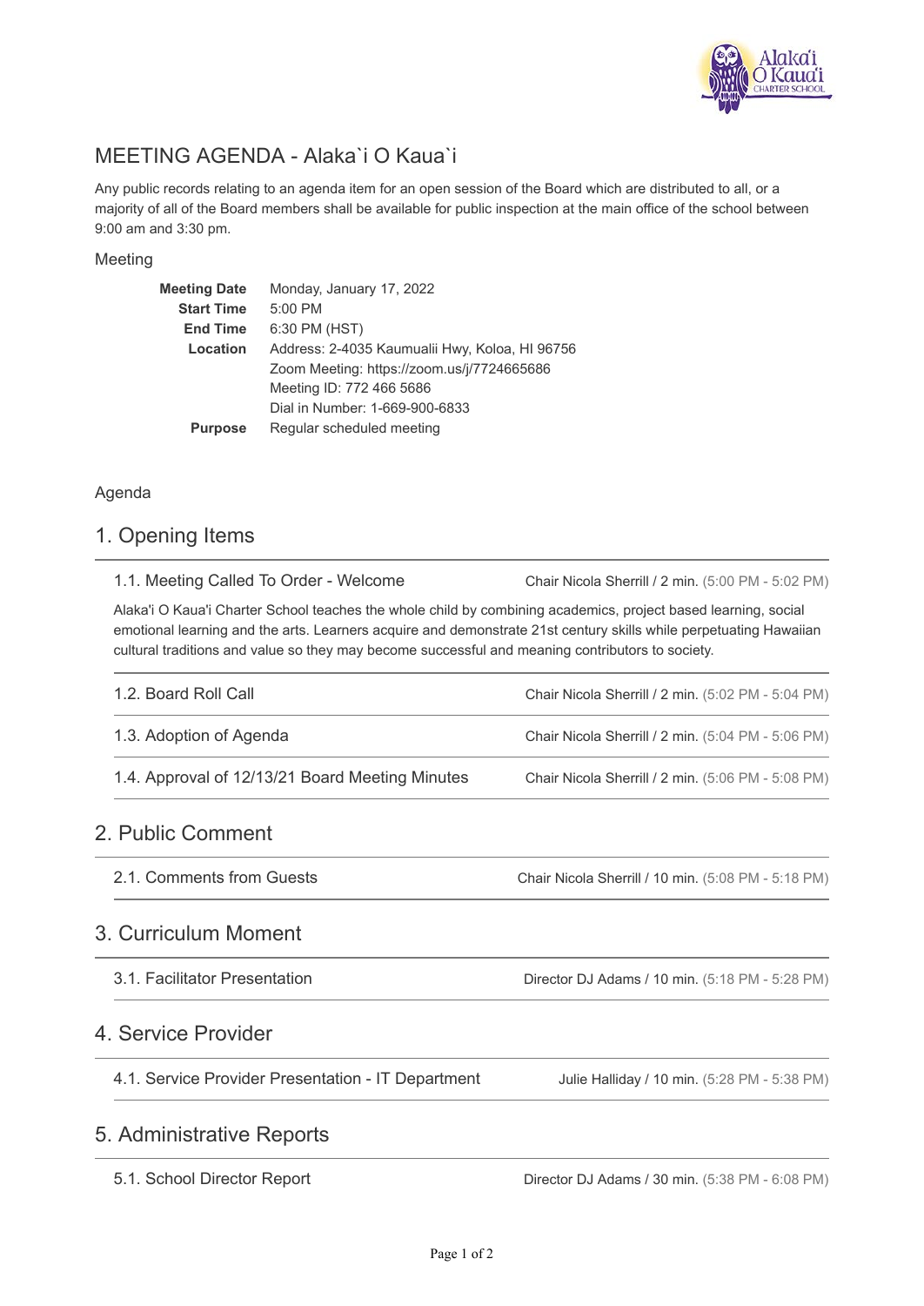# MEETING AGENDA - Alaka`i O Kaua`i

Any public records relating to an agenda item for an open session of the Board which are distributed to all, or a majority of all of the Board members shall be available for public inspection at the main office of the school between 9:00 am and 3:30 pm.

## Meeting

| | |
|---|---|
| **Meeting Date** | Monday, January 17, 2022 |
| **Start Time** | 5:00 PM |
| **End Time** | 6:30 PM (HST) |
| **Location** | Address: 2-4035 Kaumualii Hwy, Koloa, HI 96756<br>Zoom Meeting: https://zoom.us/j/7724665686<br>Meeting ID: 772 466 5686<br>Dial in Number: 1-669-900-6833 |
| **Purpose** | Regular scheduled meeting |

## Agenda

## 1. Opening Items

### 1.1. Meeting Called To Order - Welcome
Chair Nicola Sherrill / 2 min. (5:00 PM - 5:02 PM)

Alaka'i O Kaua'i Charter School teaches the whole child by combining academics, project based learning, social emotional learning and the arts. Learners acquire and demonstrate 21st century skills while perpetuating Hawaiian cultural traditions and value so they may become successful and meaning contributors to society.

### 1.2. Board Roll Call
Chair Nicola Sherrill / 2 min. (5:02 PM - 5:04 PM)

### 1.3. Adoption of Agenda
Chair Nicola Sherrill / 2 min. (5:04 PM - 5:06 PM)

### 1.4. Approval of 12/13/21 Board Meeting Minutes
Chair Nicola Sherrill / 2 min. (5:06 PM - 5:08 PM)

## 2. Public Comment

### 2.1. Comments from Guests
Chair Nicola Sherrill / 10 min. (5:08 PM - 5:18 PM)

## 3. Curriculum Moment

### 3.1. Facilitator Presentation
Director DJ Adams / 10 min. (5:18 PM - 5:28 PM)

## 4. Service Provider

### 4.1. Service Provider Presentation - IT Department
Julie Halliday / 10 min. (5:28 PM - 5:38 PM)

## 5. Administrative Reports

### 5.1. School Director Report
Director DJ Adams / 30 min. (5:38 PM - 6:08 PM)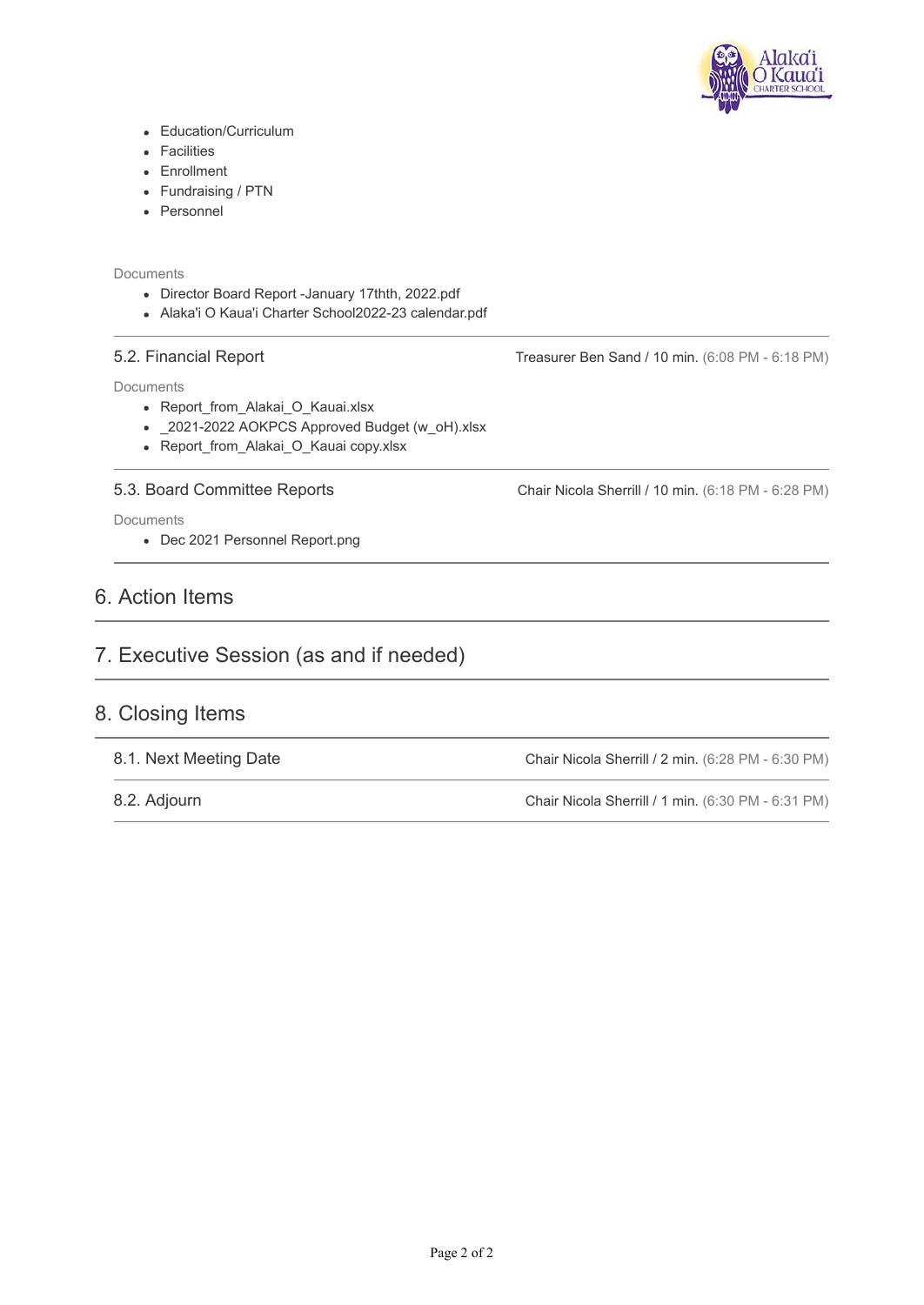- Education/Curriculum
- Facilities
- Enrollment
- Fundraising / PTN
- Personnel

Documents

- Director Board Report -January 17thth, 2022.pdf
- Alaka'i O Kaua'i Charter School2022-23 calendar.pdf

### 5.2. Financial Report

Treasurer Ben Sand / 10 min. (6:08 PM - 6:18 PM)

Documents

- Report_from_Alakai_O_Kauai.xlsx
- _2021-2022 AOKPCS Approved Budget (w_oH).xlsx
- Report_from_Alakai_O_Kauai copy.xlsx

### 5.3. Board Committee Reports

Chair Nicola Sherrill / 10 min. (6:18 PM - 6:28 PM)

Documents

- Dec 2021 Personnel Report.png

## 6. Action Items

## 7. Executive Session (as and if needed)

## 8. Closing Items

### 8.1. Next Meeting Date

Chair Nicola Sherrill / 2 min. (6:28 PM - 6:30 PM)

### 8.2. Adjourn

Chair Nicola Sherrill / 1 min. (6:30 PM - 6:31 PM)